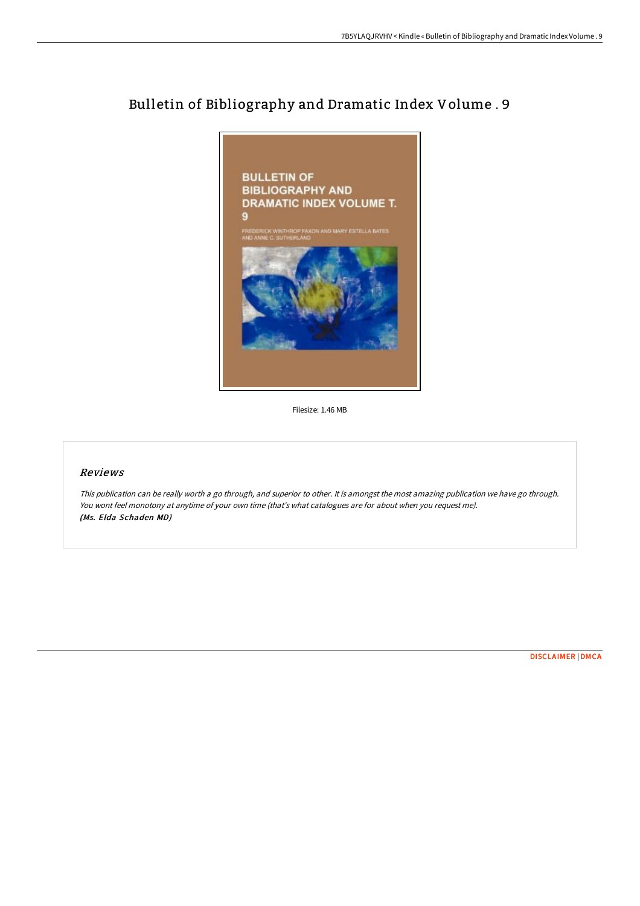# Bulletin of Bibliography and Dramatic Index Volume . 9

Filesize: 1.46 MB

## *Reviews*

*This publication can be really worth a go through, and superior to other. It is amongst the most amazing publication we have go through. You wont feel monotony at anytime of your own time (that's what catalogues are for about when you request me).*
***(Ms. Elda Schaden MD)***

DISCLAIMER | DMCA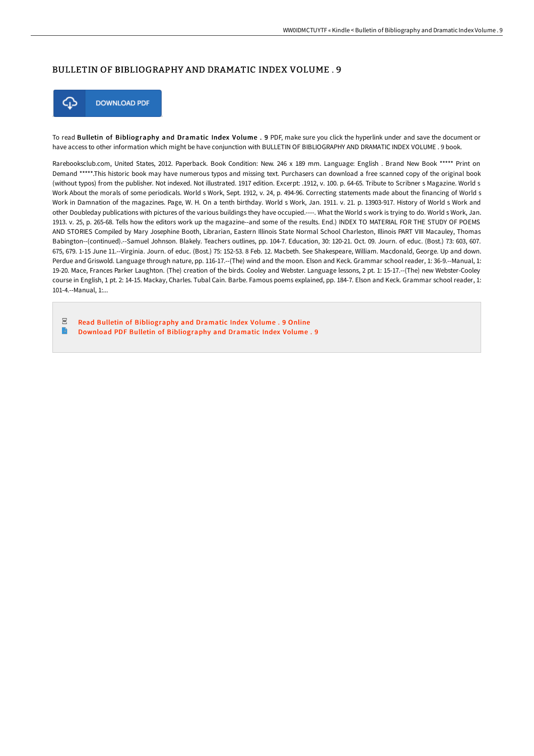# BULLETIN OF BIBLIOGRAPHY AND DRAMATIC INDEX VOLUME . 9

DOWNLOAD PDF

To read **Bulletin of Bibliography and Dramatic Index Volume . 9** PDF, make sure you click the hyperlink under and save the document or have access to other information which might be have conjunction with BULLETIN OF BIBLIOGRAPHY AND DRAMATIC INDEX VOLUME . 9 book.

Rarebooksclub.com, United States, 2012. Paperback. Book Condition: New. 246 x 189 mm. Language: English . Brand New Book ***** Print on Demand *****.This historic book may have numerous typos and missing text. Purchasers can download a free scanned copy of the original book (without typos) from the publisher. Not indexed. Not illustrated. 1917 edition. Excerpt: .1912, v. 100. p. 64-65. Tribute to Scribner s Magazine. World s Work About the morals of some periodicals. World s Work, Sept. 1912, v. 24, p. 494-96. Correcting statements made about the financing of World s Work in Damnation of the magazines. Page, W. H. On a tenth birthday. World s Work, Jan. 1911. v. 21. p. 13903-917. History of World s Work and other Doubleday publications with pictures of the various buildings they have occupied.----. What the World s work is trying to do. World s Work, Jan. 1913. v. 25, p. 265-68. Tells how the editors work up the magazine--and some of the results. End.) INDEX TO MATERIAL FOR THE STUDY OF POEMS AND STORIES Compiled by Mary Josephine Booth, Librarian, Eastern Illinois State Normal School Charleston, Illinois PART VIII Macauley, Thomas Babington--(continued).--Samuel Johnson. Blakely. Teachers outlines, pp. 104-7. Education, 30: 120-21. Oct. 09. Journ. of educ. (Bost.) 73: 603, 607. 675, 679. 1-15 June 11.--Virginia. Journ. of educ. (Bost.) 75: 152-53. 8 Feb. 12. Macbeth. See Shakespeare, William. Macdonald, George. Up and down. Perdue and Griswold. Language through nature, pp. 116-17.--(The) wind and the moon. Elson and Keck. Grammar school reader, 1: 36-9.--Manual, 1: 19-20. Mace, Frances Parker Laughton. (The) creation of the birds. Cooley and Webster. Language lessons, 2 pt. 1: 15-17.--(The) new Webster-Cooley course in English, 1 pt. 2: 14-15. Mackay, Charles. Tubal Cain. Barbe. Famous poems explained, pp. 184-7. Elson and Keck. Grammar school reader, 1: 101-4.--Manual, 1:...

- Read Bulletin of Bibliography and Dramatic Index Volume . 9 Online
- Download PDF Bulletin of Bibliography and Dramatic Index Volume . 9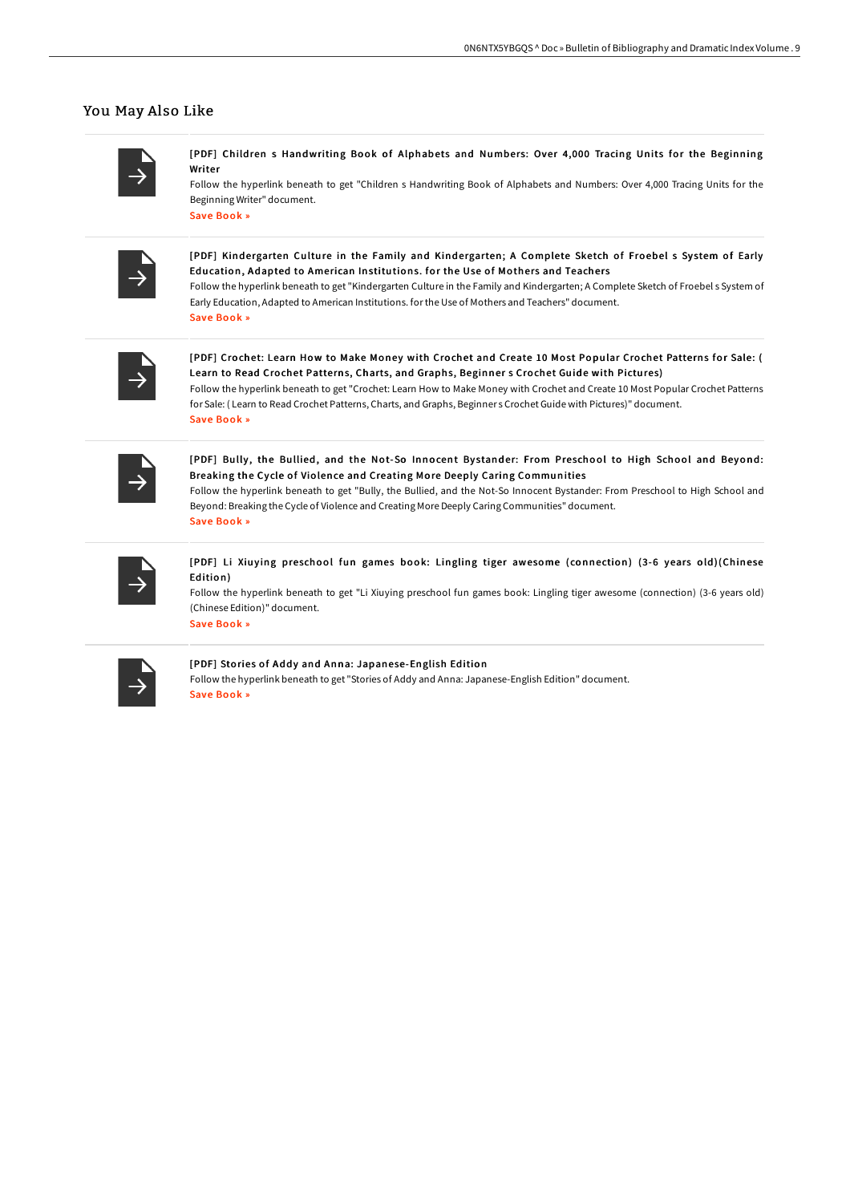## You May Also Like

**[PDF] Children s Handwriting Book of Alphabets and Numbers: Over 4,000 Tracing Units for the Beginning Writer**

Follow the hyperlink beneath to get "Children s Handwriting Book of Alphabets and Numbers: Over 4,000 Tracing Units for the Beginning Writer" document.

Save Book »

**[PDF] Kindergarten Culture in the Family and Kindergarten; A Complete Sketch of Froebel s System of Early Education, Adapted to American Institutions. for the Use of Mothers and Teachers**

Follow the hyperlink beneath to get "Kindergarten Culture in the Family and Kindergarten; A Complete Sketch of Froebel s System of Early Education, Adapted to American Institutions. for the Use of Mothers and Teachers" document.

Save Book »

**[PDF] Crochet: Learn How to Make Money with Crochet and Create 10 Most Popular Crochet Patterns for Sale: ( Learn to Read Crochet Patterns, Charts, and Graphs, Beginner s Crochet Guide with Pictures)**

Follow the hyperlink beneath to get "Crochet: Learn How to Make Money with Crochet and Create 10 Most Popular Crochet Patterns for Sale: ( Learn to Read Crochet Patterns, Charts, and Graphs, Beginner s Crochet Guide with Pictures)" document.

Save Book »

**[PDF] Bully, the Bullied, and the Not-So Innocent Bystander: From Preschool to High School and Beyond: Breaking the Cycle of Violence and Creating More Deeply Caring Communities**

Follow the hyperlink beneath to get "Bully, the Bullied, and the Not-So Innocent Bystander: From Preschool to High School and Beyond: Breaking the Cycle of Violence and Creating More Deeply Caring Communities" document.

Save Book »

**[PDF] Li Xiuying preschool fun games book: Lingling tiger awesome (connection) (3-6 years old)(Chinese Edition)**

Follow the hyperlink beneath to get "Li Xiuying preschool fun games book: Lingling tiger awesome (connection) (3-6 years old) (Chinese Edition)" document.

Save Book »

**[PDF] Stories of Addy and Anna: Japanese-English Edition**

Follow the hyperlink beneath to get "Stories of Addy and Anna: Japanese-English Edition" document.

Save Book »